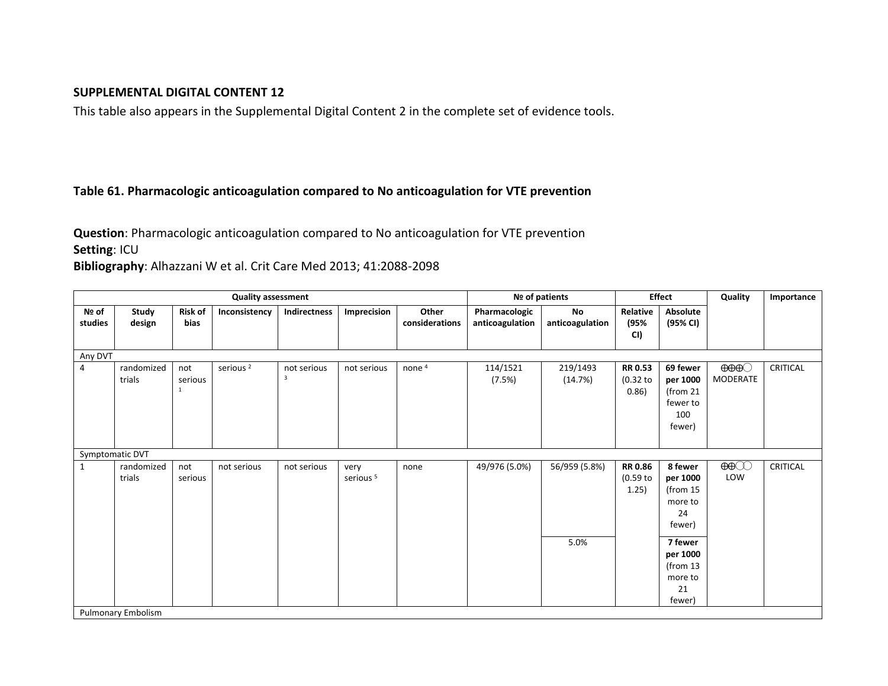**SUPPLEMENTAL DIGITAL CONTENT 12**

This table also appears in the Supplemental Digital Content 2 in the complete set of evidence tools.

**Table 61. Pharmacologic anticoagulation compared to No anticoagulation for VTE prevention**

**Question**: Pharmacologic anticoagulation compared to No anticoagulation for VTE prevention
**Setting**: ICU
**Bibliography**: Alhazzani W et al. Crit Care Med 2013; 41:2088-2098

| Quality assessment | | | | | | | № of patients | | Effect | | Quality | Importance |
|---|---|---|---|---|---|---|---|---|---|---|---|---|
| **№ of studies** | **Study design** | **Risk of bias** | **Inconsistency** | **Indirectness** | **Imprecision** | **Other considerations** | **Pharmacologic anticoagulation** | **No anticoagulation** | **Relative (95% CI)** | **Absolute (95% CI)** | | |
| Any DVT | | | | | | | | | | | | |
| 4 | randomized trials | not serious [1] | serious [2] | not serious [3] | not serious | none [4] | 114/1521 (7.5%) | 219/1493 (14.7%) | **RR 0.53** (0.32 to 0.86) | **69 fewer per 1000** (from 21 fewer to 100 fewer) | ⨁⨁⨁◯ MODERATE | CRITICAL |
| Symptomatic DVT | | | | | | | | | | | | |
| 1 | randomized trials | not serious | not serious | not serious | very serious [5] | none | 49/976 (5.0%) | 56/959 (5.8%) | **RR 0.86** (0.59 to 1.25) | **8 fewer per 1000** (from 15 more to 24 fewer) | ⨁⨁◯◯ LOW | CRITICAL |
| | | | | | | | | 5.0% | | **7 fewer per 1000** (from 13 more to 21 fewer) | | |
| Pulmonary Embolism | | | | | | | | | | | | |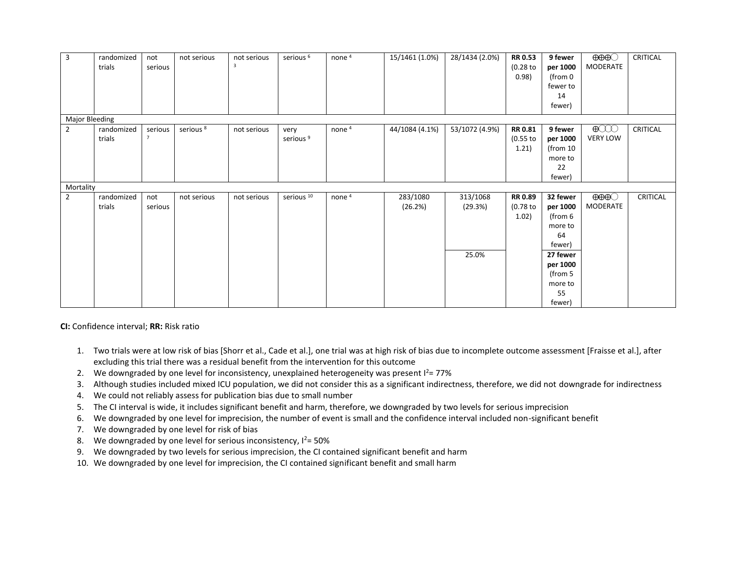| | | | | | | | | | | | | |
|---|---|---|---|---|---|---|---|---|---|---|---|---|
| 3 | randomized trials | not serious | not serious | not serious [3] | serious [6] | none [4] | 15/1461 (1.0%) | 28/1434 (2.0%) | **RR 0.53** (0.28 to 0.98) | **9 fewer per 1000** (from 0 fewer to 14 fewer) | ⊕⊕⊕◯ MODERATE | CRITICAL |
| Major Bleeding | | | | | | | | | | | | |
| 2 | randomized trials | serious [7] | serious [8] | not serious | very serious [9] | none [4] | 44/1084 (4.1%) | 53/1072 (4.9%) | **RR 0.81** (0.55 to 1.21) | **9 fewer per 1000** (from 10 more to 22 fewer) | ⊕◯◯◯ VERY LOW | CRITICAL |
| Mortality | | | | | | | | | | | | |
| 2 | randomized trials | not serious | not serious | not serious | serious [10] | none [4] | 283/1080 (26.2%) | 313/1068 (29.3%) | **RR 0.89** (0.78 to 1.02) | **32 fewer per 1000** (from 6 more to 64 fewer) | ⊕⊕⊕◯ MODERATE | CRITICAL |
| | | | | | | | | 25.0% | | **27 fewer per 1000** (from 5 more to 55 fewer) | | |

**CI:** Confidence interval; **RR:** Risk ratio

1. Two trials were at low risk of bias [Shorr et al., Cade et al.], one trial was at high risk of bias due to incomplete outcome assessment [Fraisse et al.], after excluding this trial there was a residual benefit from the intervention for this outcome
2. We downgraded by one level for inconsistency, unexplained heterogeneity was present $I^2$= 77%
3. Although studies included mixed ICU population, we did not consider this as a significant indirectness, therefore, we did not downgrade for indirectness
4. We could not reliably assess for publication bias due to small number
5. The CI interval is wide, it includes significant benefit and harm, therefore, we downgraded by two levels for serious imprecision
6. We downgraded by one level for imprecision, the number of event is small and the confidence interval included non-significant benefit
7. We downgraded by one level for risk of bias
8. We downgraded by one level for serious inconsistency, $I^2$= 50%
9. We downgraded by two levels for serious imprecision, the CI contained significant benefit and harm
10. We downgraded by one level for imprecision, the CI contained significant benefit and small harm